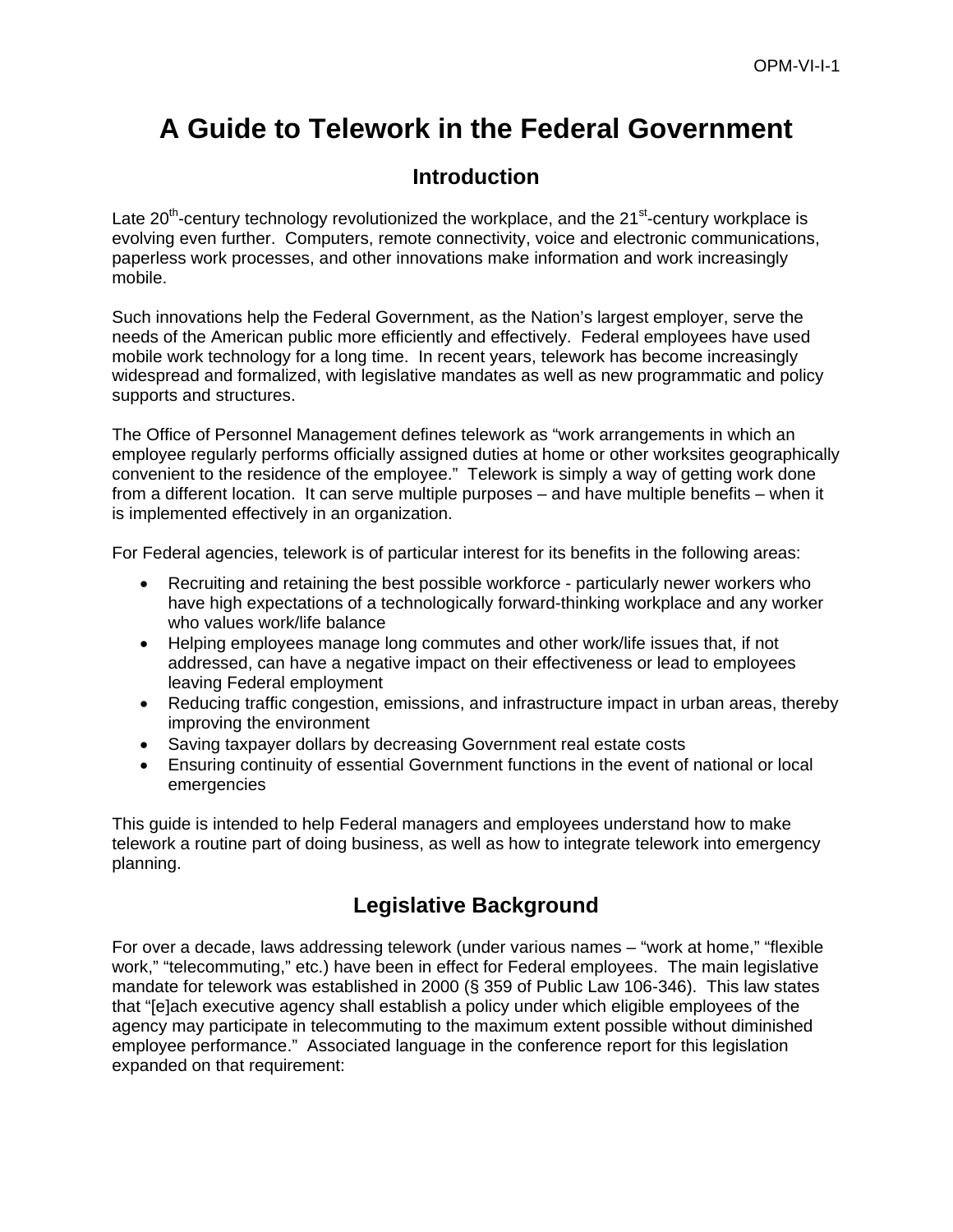# A Guide to Telework in the Federal Government

## Introduction

Late 20th-century technology revolutionized the workplace, and the 21st-century workplace is evolving even further. Computers, remote connectivity, voice and electronic communications, paperless work processes, and other innovations make information and work increasingly mobile.

Such innovations help the Federal Government, as the Nation's largest employer, serve the needs of the American public more efficiently and effectively. Federal employees have used mobile work technology for a long time. In recent years, telework has become increasingly widespread and formalized, with legislative mandates as well as new programmatic and policy supports and structures.

The Office of Personnel Management defines telework as "work arrangements in which an employee regularly performs officially assigned duties at home or other worksites geographically convenient to the residence of the employee." Telework is simply a way of getting work done from a different location. It can serve multiple purposes – and have multiple benefits – when it is implemented effectively in an organization.

For Federal agencies, telework is of particular interest for its benefits in the following areas:

- Recruiting and retaining the best possible workforce - particularly newer workers who have high expectations of a technologically forward-thinking workplace and any worker who values work/life balance
- Helping employees manage long commutes and other work/life issues that, if not addressed, can have a negative impact on their effectiveness or lead to employees leaving Federal employment
- Reducing traffic congestion, emissions, and infrastructure impact in urban areas, thereby improving the environment
- Saving taxpayer dollars by decreasing Government real estate costs
- Ensuring continuity of essential Government functions in the event of national or local emergencies

This guide is intended to help Federal managers and employees understand how to make telework a routine part of doing business, as well as how to integrate telework into emergency planning.

## Legislative Background

For over a decade, laws addressing telework (under various names – "work at home," "flexible work," "telecommuting," etc.) have been in effect for Federal employees. The main legislative mandate for telework was established in 2000 (§ 359 of Public Law 106-346). This law states that "[e]ach executive agency shall establish a policy under which eligible employees of the agency may participate in telecommuting to the maximum extent possible without diminished employee performance." Associated language in the conference report for this legislation expanded on that requirement: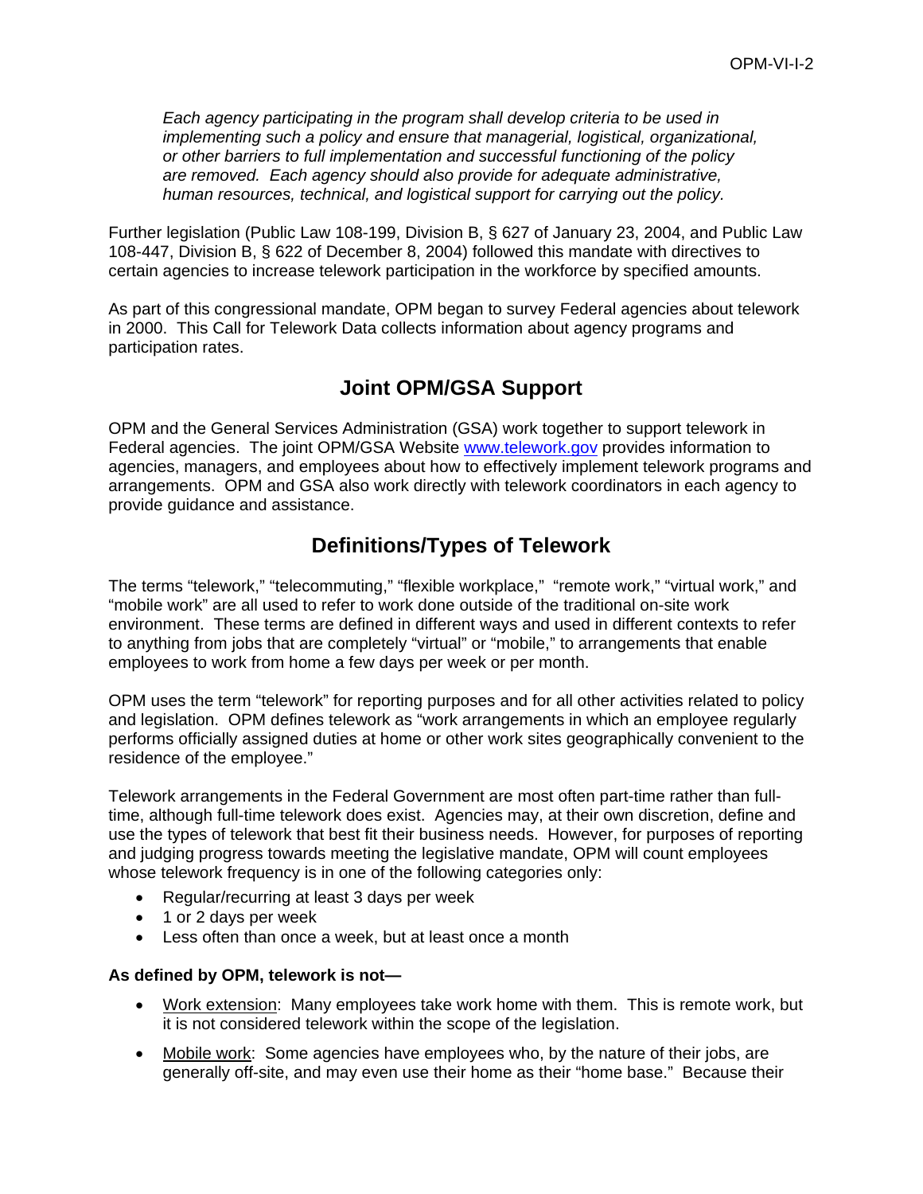*Each agency participating in the program shall develop criteria to be used in implementing such a policy and ensure that managerial, logistical, organizational, or other barriers to full implementation and successful functioning of the policy are removed. Each agency should also provide for adequate administrative, human resources, technical, and logistical support for carrying out the policy.*

Further legislation (Public Law 108-199, Division B, § 627 of January 23, 2004, and Public Law 108-447, Division B, § 622 of December 8, 2004) followed this mandate with directives to certain agencies to increase telework participation in the workforce by specified amounts.

As part of this congressional mandate, OPM began to survey Federal agencies about telework in 2000. This Call for Telework Data collects information about agency programs and participation rates.

## Joint OPM/GSA Support

OPM and the General Services Administration (GSA) work together to support telework in Federal agencies. The joint OPM/GSA Website www.telework.gov provides information to agencies, managers, and employees about how to effectively implement telework programs and arrangements. OPM and GSA also work directly with telework coordinators in each agency to provide guidance and assistance.

## Definitions/Types of Telework

The terms "telework," "telecommuting," "flexible workplace," "remote work," "virtual work," and "mobile work" are all used to refer to work done outside of the traditional on-site work environment. These terms are defined in different ways and used in different contexts to refer to anything from jobs that are completely "virtual" or "mobile," to arrangements that enable employees to work from home a few days per week or per month.

OPM uses the term "telework" for reporting purposes and for all other activities related to policy and legislation. OPM defines telework as "work arrangements in which an employee regularly performs officially assigned duties at home or other work sites geographically convenient to the residence of the employee."

Telework arrangements in the Federal Government are most often part-time rather than full-time, although full-time telework does exist. Agencies may, at their own discretion, define and use the types of telework that best fit their business needs. However, for purposes of reporting and judging progress towards meeting the legislative mandate, OPM will count employees whose telework frequency is in one of the following categories only:

- Regular/recurring at least 3 days per week
- 1 or 2 days per week
- Less often than once a week, but at least once a month

**As defined by OPM, telework is not—**

- Work extension: Many employees take work home with them. This is remote work, but it is not considered telework within the scope of the legislation.
- Mobile work: Some agencies have employees who, by the nature of their jobs, are generally off-site, and may even use their home as their "home base." Because their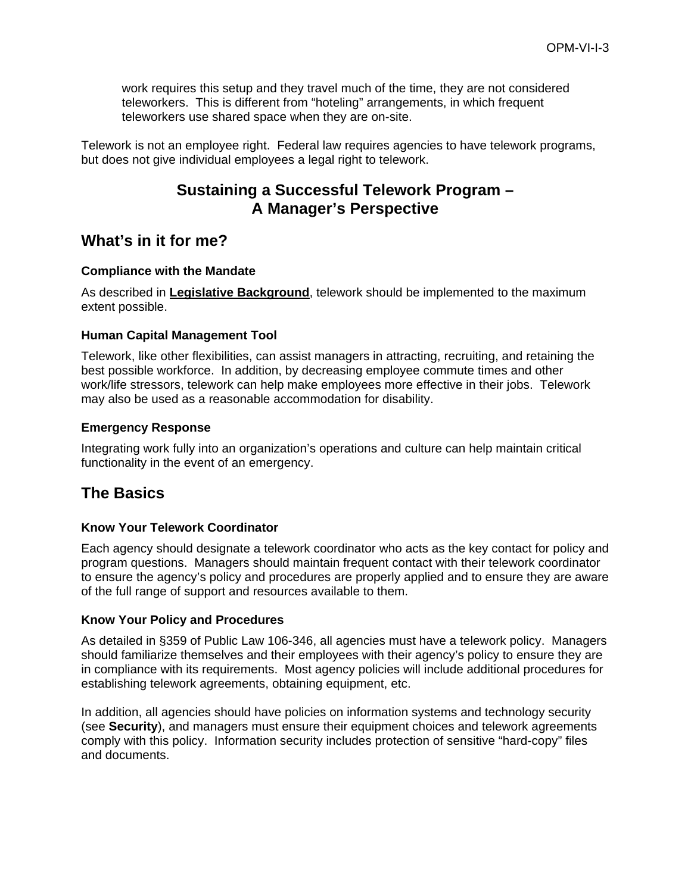work requires this setup and they travel much of the time, they are not considered teleworkers. This is different from "hoteling" arrangements, in which frequent teleworkers use shared space when they are on-site.

Telework is not an employee right. Federal law requires agencies to have telework programs, but does not give individual employees a legal right to telework.

## Sustaining a Successful Telework Program – A Manager's Perspective

## What's in it for me?

### Compliance with the Mandate

As described in **Legislative Background**, telework should be implemented to the maximum extent possible.

### Human Capital Management Tool

Telework, like other flexibilities, can assist managers in attracting, recruiting, and retaining the best possible workforce. In addition, by decreasing employee commute times and other work/life stressors, telework can help make employees more effective in their jobs. Telework may also be used as a reasonable accommodation for disability.

### Emergency Response

Integrating work fully into an organization's operations and culture can help maintain critical functionality in the event of an emergency.

## The Basics

### Know Your Telework Coordinator

Each agency should designate a telework coordinator who acts as the key contact for policy and program questions. Managers should maintain frequent contact with their telework coordinator to ensure the agency's policy and procedures are properly applied and to ensure they are aware of the full range of support and resources available to them.

### Know Your Policy and Procedures

As detailed in §359 of Public Law 106-346, all agencies must have a telework policy. Managers should familiarize themselves and their employees with their agency's policy to ensure they are in compliance with its requirements. Most agency policies will include additional procedures for establishing telework agreements, obtaining equipment, etc.

In addition, all agencies should have policies on information systems and technology security (see **Security**), and managers must ensure their equipment choices and telework agreements comply with this policy. Information security includes protection of sensitive "hard-copy" files and documents.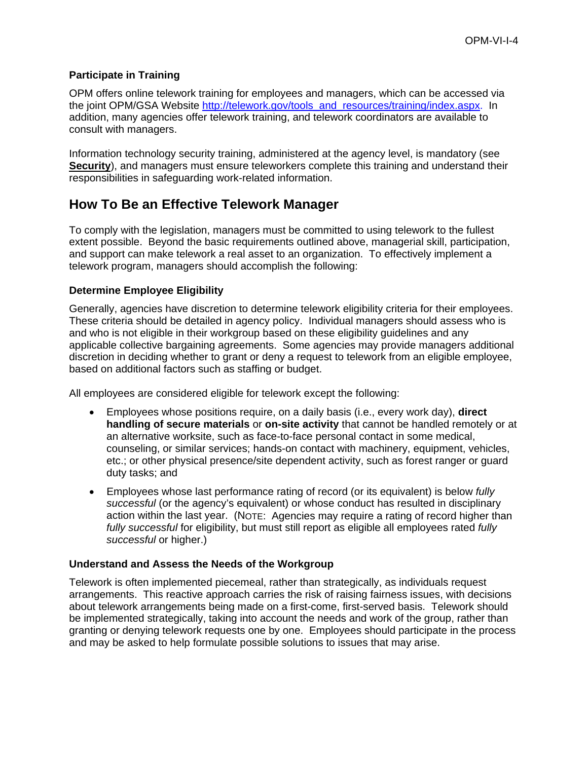### Participate in Training

OPM offers online telework training for employees and managers, which can be accessed via the joint OPM/GSA Website [http://telework.gov/tools_and_resources/training/index.aspx](http://telework.gov/tools_and_resources/training/index.aspx). In addition, many agencies offer telework training, and telework coordinators are available to consult with managers.

Information technology security training, administered at the agency level, is mandatory (see **Security**), and managers must ensure teleworkers complete this training and understand their responsibilities in safeguarding work-related information.

## How To Be an Effective Telework Manager

To comply with the legislation, managers must be committed to using telework to the fullest extent possible. Beyond the basic requirements outlined above, managerial skill, participation, and support can make telework a real asset to an organization. To effectively implement a telework program, managers should accomplish the following:

### Determine Employee Eligibility

Generally, agencies have discretion to determine telework eligibility criteria for their employees. These criteria should be detailed in agency policy. Individual managers should assess who is and who is not eligible in their workgroup based on these eligibility guidelines and any applicable collective bargaining agreements. Some agencies may provide managers additional discretion in deciding whether to grant or deny a request to telework from an eligible employee, based on additional factors such as staffing or budget.

All employees are considered eligible for telework except the following:

- Employees whose positions require, on a daily basis (i.e., every work day), **direct handling of secure materials** or **on-site activity** that cannot be handled remotely or at an alternative worksite, such as face-to-face personal contact in some medical, counseling, or similar services; hands-on contact with machinery, equipment, vehicles, etc.; or other physical presence/site dependent activity, such as forest ranger or guard duty tasks; and
- Employees whose last performance rating of record (or its equivalent) is below *fully successful* (or the agency's equivalent) or whose conduct has resulted in disciplinary action within the last year. (NOTE: Agencies may require a rating of record higher than *fully successful* for eligibility, but must still report as eligible all employees rated *fully successful* or higher.)

### Understand and Assess the Needs of the Workgroup

Telework is often implemented piecemeal, rather than strategically, as individuals request arrangements. This reactive approach carries the risk of raising fairness issues, with decisions about telework arrangements being made on a first-come, first-served basis. Telework should be implemented strategically, taking into account the needs and work of the group, rather than granting or denying telework requests one by one. Employees should participate in the process and may be asked to help formulate possible solutions to issues that may arise.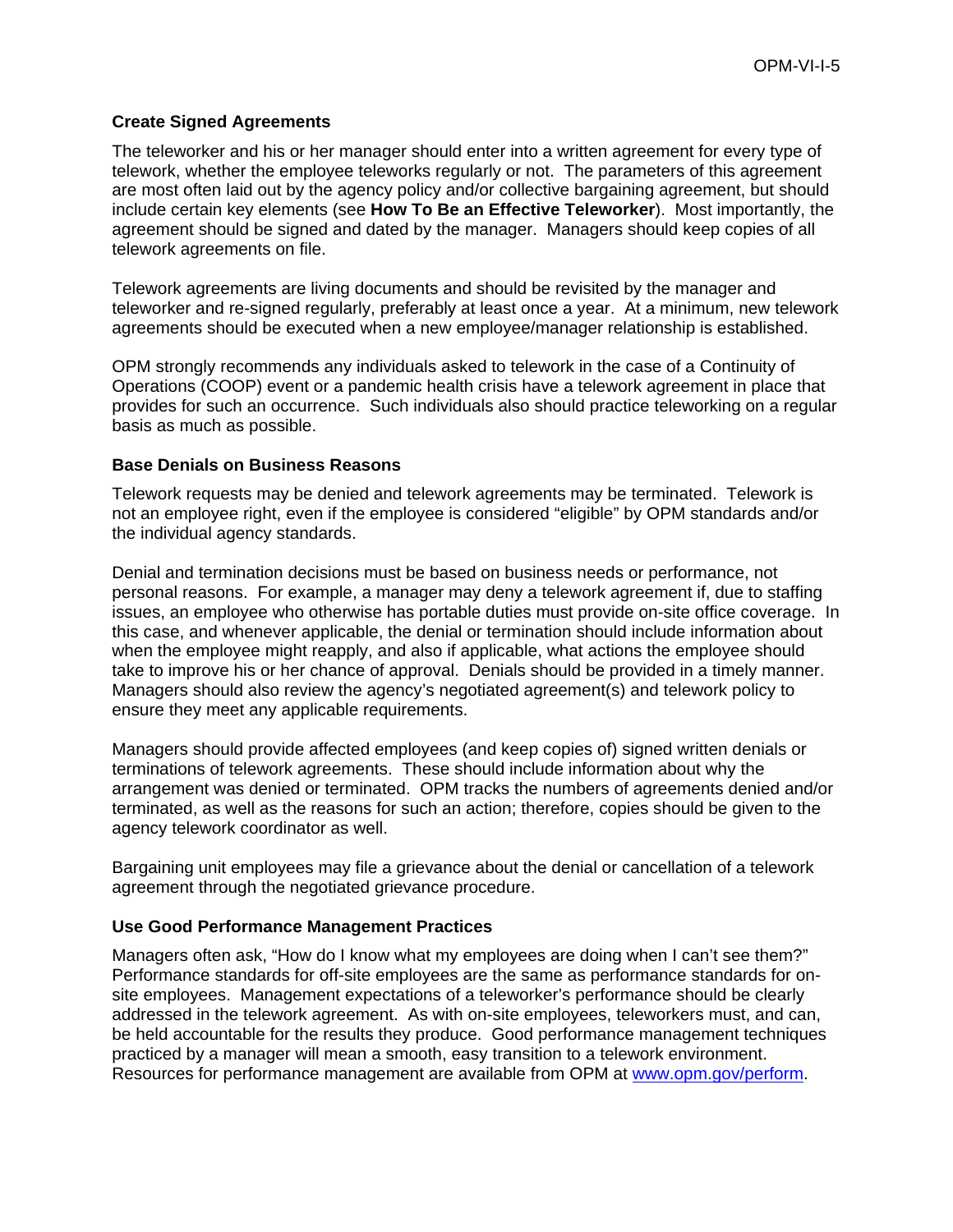### Create Signed Agreements

The teleworker and his or her manager should enter into a written agreement for every type of telework, whether the employee teleworks regularly or not. The parameters of this agreement are most often laid out by the agency policy and/or collective bargaining agreement, but should include certain key elements (see **How To Be an Effective Teleworker**). Most importantly, the agreement should be signed and dated by the manager. Managers should keep copies of all telework agreements on file.

Telework agreements are living documents and should be revisited by the manager and teleworker and re-signed regularly, preferably at least once a year. At a minimum, new telework agreements should be executed when a new employee/manager relationship is established.

OPM strongly recommends any individuals asked to telework in the case of a Continuity of Operations (COOP) event or a pandemic health crisis have a telework agreement in place that provides for such an occurrence. Such individuals also should practice teleworking on a regular basis as much as possible.

### Base Denials on Business Reasons

Telework requests may be denied and telework agreements may be terminated. Telework is not an employee right, even if the employee is considered "eligible" by OPM standards and/or the individual agency standards.

Denial and termination decisions must be based on business needs or performance, not personal reasons. For example, a manager may deny a telework agreement if, due to staffing issues, an employee who otherwise has portable duties must provide on-site office coverage. In this case, and whenever applicable, the denial or termination should include information about when the employee might reapply, and also if applicable, what actions the employee should take to improve his or her chance of approval. Denials should be provided in a timely manner. Managers should also review the agency's negotiated agreement(s) and telework policy to ensure they meet any applicable requirements.

Managers should provide affected employees (and keep copies of) signed written denials or terminations of telework agreements. These should include information about why the arrangement was denied or terminated. OPM tracks the numbers of agreements denied and/or terminated, as well as the reasons for such an action; therefore, copies should be given to the agency telework coordinator as well.

Bargaining unit employees may file a grievance about the denial or cancellation of a telework agreement through the negotiated grievance procedure.

### Use Good Performance Management Practices

Managers often ask, "How do I know what my employees are doing when I can't see them?" Performance standards for off-site employees are the same as performance standards for on-site employees. Management expectations of a teleworker's performance should be clearly addressed in the telework agreement. As with on-site employees, teleworkers must, and can, be held accountable for the results they produce. Good performance management techniques practiced by a manager will mean a smooth, easy transition to a telework environment. Resources for performance management are available from OPM at [www.opm.gov/perform](http://www.opm.gov/perform).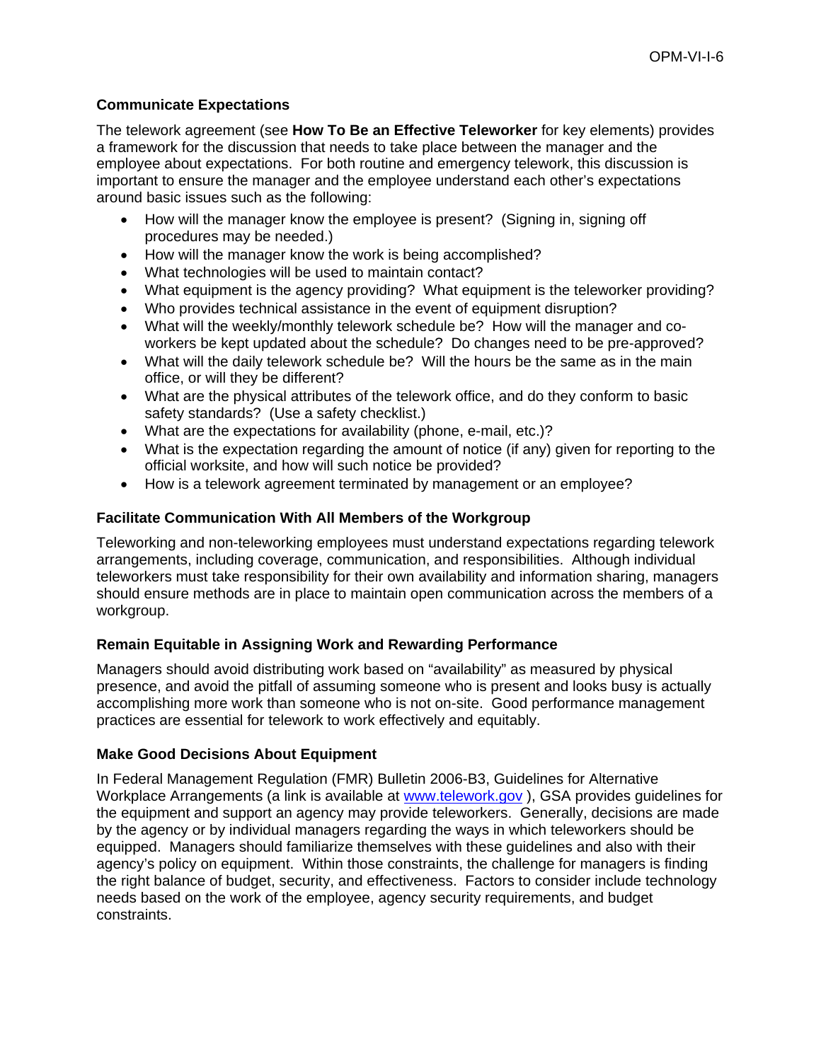### Communicate Expectations

The telework agreement (see **How To Be an Effective Teleworker** for key elements) provides a framework for the discussion that needs to take place between the manager and the employee about expectations. For both routine and emergency telework, this discussion is important to ensure the manager and the employee understand each other's expectations around basic issues such as the following:

- How will the manager know the employee is present? (Signing in, signing off procedures may be needed.)
- How will the manager know the work is being accomplished?
- What technologies will be used to maintain contact?
- What equipment is the agency providing? What equipment is the teleworker providing?
- Who provides technical assistance in the event of equipment disruption?
- What will the weekly/monthly telework schedule be? How will the manager and co-workers be kept updated about the schedule? Do changes need to be pre-approved?
- What will the daily telework schedule be? Will the hours be the same as in the main office, or will they be different?
- What are the physical attributes of the telework office, and do they conform to basic safety standards? (Use a safety checklist.)
- What are the expectations for availability (phone, e-mail, etc.)?
- What is the expectation regarding the amount of notice (if any) given for reporting to the official worksite, and how will such notice be provided?
- How is a telework agreement terminated by management or an employee?

### Facilitate Communication With All Members of the Workgroup

Teleworking and non-teleworking employees must understand expectations regarding telework arrangements, including coverage, communication, and responsibilities. Although individual teleworkers must take responsibility for their own availability and information sharing, managers should ensure methods are in place to maintain open communication across the members of a workgroup.

### Remain Equitable in Assigning Work and Rewarding Performance

Managers should avoid distributing work based on "availability" as measured by physical presence, and avoid the pitfall of assuming someone who is present and looks busy is actually accomplishing more work than someone who is not on-site. Good performance management practices are essential for telework to work effectively and equitably.

### Make Good Decisions About Equipment

In Federal Management Regulation (FMR) Bulletin 2006-B3, Guidelines for Alternative Workplace Arrangements (a link is available at [www.telework.gov](http://www.telework.gov) ), GSA provides guidelines for the equipment and support an agency may provide teleworkers. Generally, decisions are made by the agency or by individual managers regarding the ways in which teleworkers should be equipped. Managers should familiarize themselves with these guidelines and also with their agency's policy on equipment. Within those constraints, the challenge for managers is finding the right balance of budget, security, and effectiveness. Factors to consider include technology needs based on the work of the employee, agency security requirements, and budget constraints.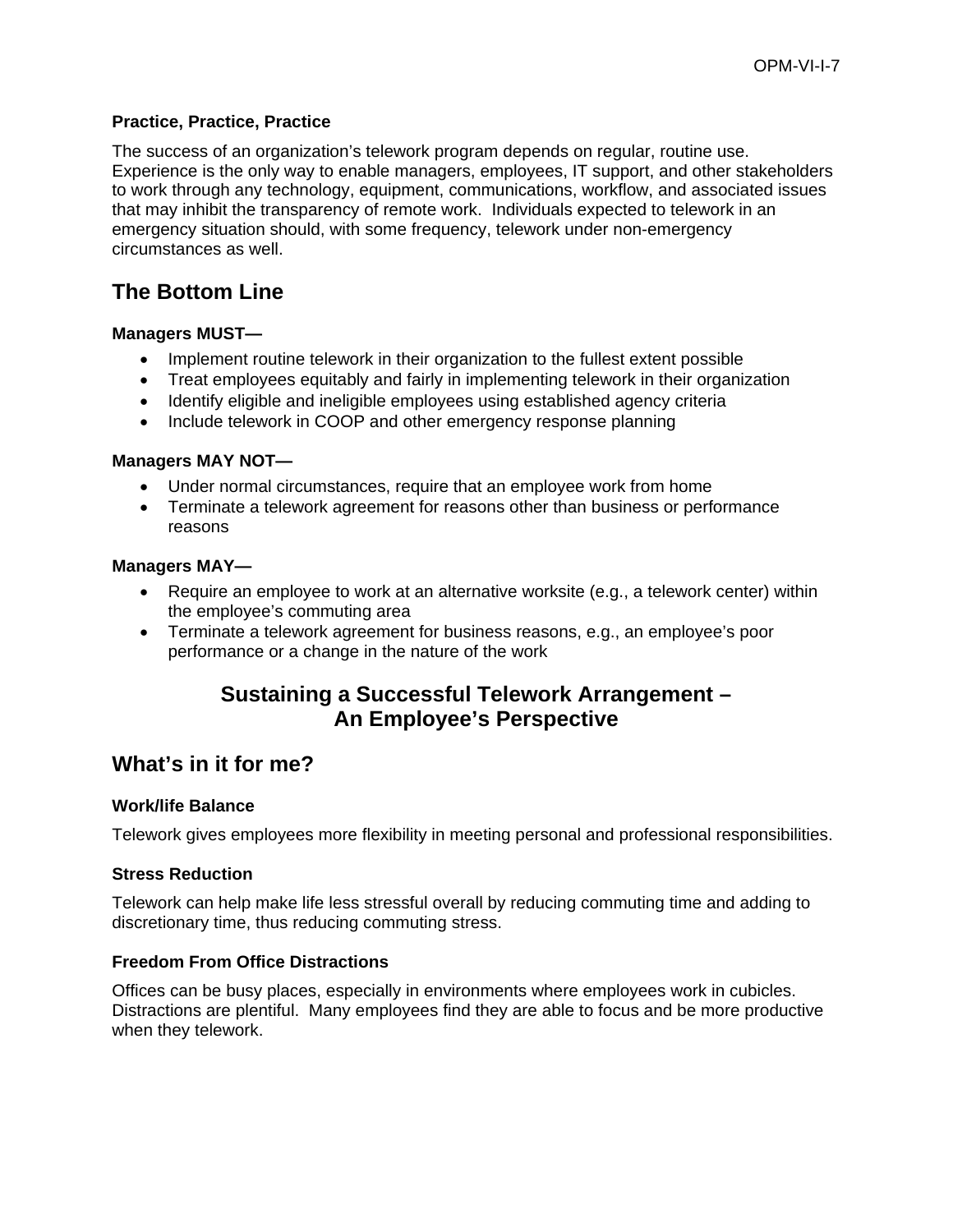### Practice, Practice, Practice

The success of an organization's telework program depends on regular, routine use. Experience is the only way to enable managers, employees, IT support, and other stakeholders to work through any technology, equipment, communications, workflow, and associated issues that may inhibit the transparency of remote work. Individuals expected to telework in an emergency situation should, with some frequency, telework under non-emergency circumstances as well.

## The Bottom Line

### Managers MUST—

- Implement routine telework in their organization to the fullest extent possible
- Treat employees equitably and fairly in implementing telework in their organization
- Identify eligible and ineligible employees using established agency criteria
- Include telework in COOP and other emergency response planning

### Managers MAY NOT—

- Under normal circumstances, require that an employee work from home
- Terminate a telework agreement for reasons other than business or performance reasons

### Managers MAY—

- Require an employee to work at an alternative worksite (e.g., a telework center) within the employee's commuting area
- Terminate a telework agreement for business reasons, e.g., an employee's poor performance or a change in the nature of the work

# Sustaining a Successful Telework Arrangement – An Employee's Perspective

## What's in it for me?

### Work/life Balance

Telework gives employees more flexibility in meeting personal and professional responsibilities.

### Stress Reduction

Telework can help make life less stressful overall by reducing commuting time and adding to discretionary time, thus reducing commuting stress.

### Freedom From Office Distractions

Offices can be busy places, especially in environments where employees work in cubicles. Distractions are plentiful. Many employees find they are able to focus and be more productive when they telework.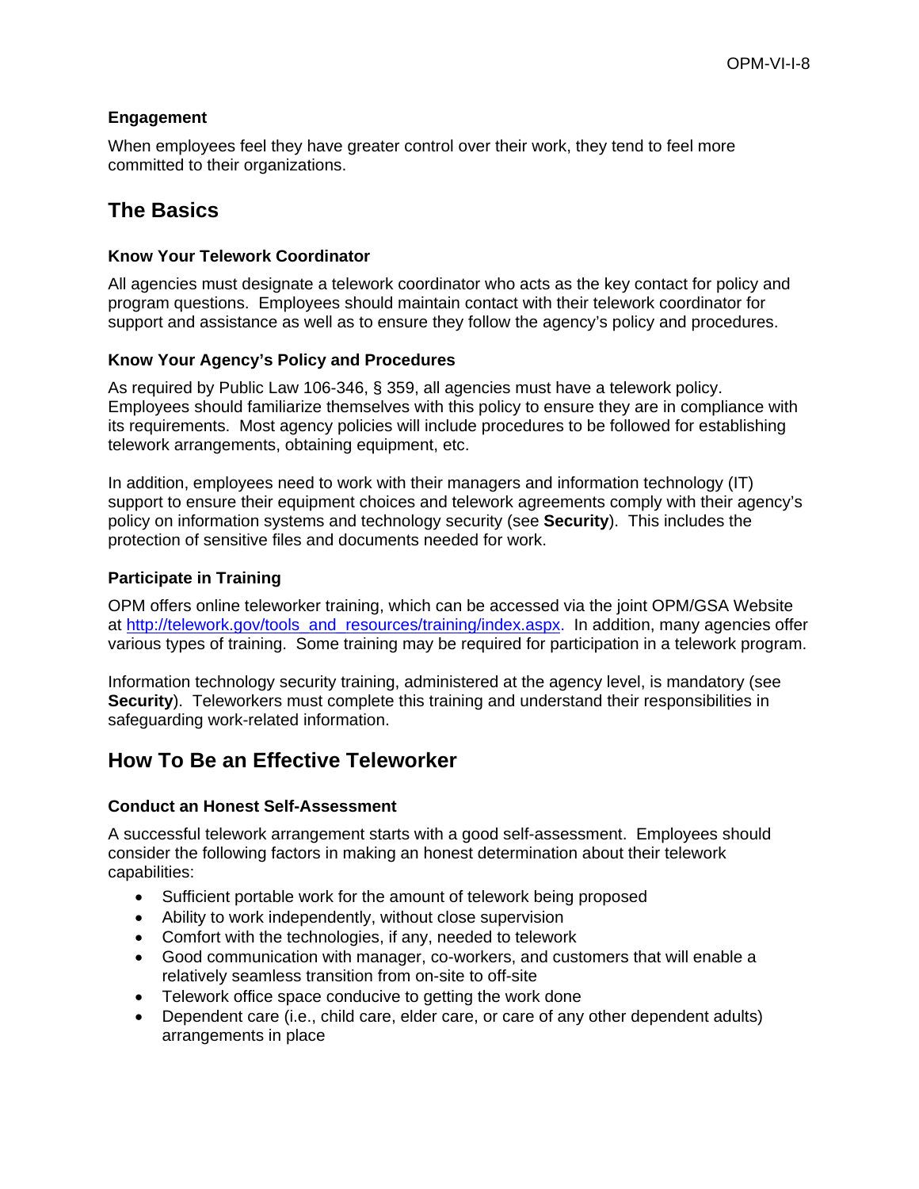### Engagement

When employees feel they have greater control over their work, they tend to feel more committed to their organizations.

## The Basics

### Know Your Telework Coordinator

All agencies must designate a telework coordinator who acts as the key contact for policy and program questions. Employees should maintain contact with their telework coordinator for support and assistance as well as to ensure they follow the agency's policy and procedures.

### Know Your Agency's Policy and Procedures

As required by Public Law 106-346, § 359, all agencies must have a telework policy. Employees should familiarize themselves with this policy to ensure they are in compliance with its requirements. Most agency policies will include procedures to be followed for establishing telework arrangements, obtaining equipment, etc.

In addition, employees need to work with their managers and information technology (IT) support to ensure their equipment choices and telework agreements comply with their agency's policy on information systems and technology security (see **Security**). This includes the protection of sensitive files and documents needed for work.

### Participate in Training

OPM offers online teleworker training, which can be accessed via the joint OPM/GSA Website at [http://telework.gov/tools_and_resources/training/index.aspx](http://telework.gov/tools_and_resources/training/index.aspx). In addition, many agencies offer various types of training. Some training may be required for participation in a telework program.

Information technology security training, administered at the agency level, is mandatory (see **Security**). Teleworkers must complete this training and understand their responsibilities in safeguarding work-related information.

## How To Be an Effective Teleworker

### Conduct an Honest Self-Assessment

A successful telework arrangement starts with a good self-assessment. Employees should consider the following factors in making an honest determination about their telework capabilities:

- Sufficient portable work for the amount of telework being proposed
- Ability to work independently, without close supervision
- Comfort with the technologies, if any, needed to telework
- Good communication with manager, co-workers, and customers that will enable a relatively seamless transition from on-site to off-site
- Telework office space conducive to getting the work done
- Dependent care (i.e., child care, elder care, or care of any other dependent adults) arrangements in place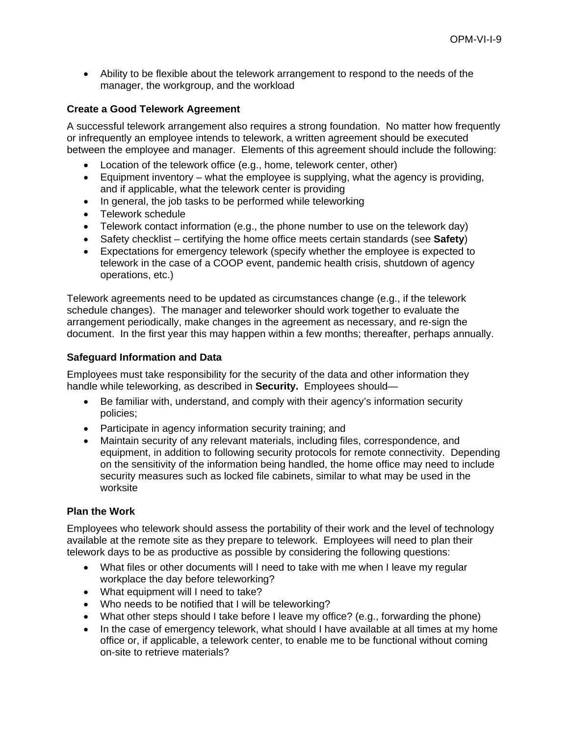- Ability to be flexible about the telework arrangement to respond to the needs of the manager, the workgroup, and the workload

### Create a Good Telework Agreement

A successful telework arrangement also requires a strong foundation. No matter how frequently or infrequently an employee intends to telework, a written agreement should be executed between the employee and manager. Elements of this agreement should include the following:

- Location of the telework office (e.g., home, telework center, other)
- Equipment inventory – what the employee is supplying, what the agency is providing, and if applicable, what the telework center is providing
- In general, the job tasks to be performed while teleworking
- Telework schedule
- Telework contact information (e.g., the phone number to use on the telework day)
- Safety checklist – certifying the home office meets certain standards (see **Safety**)
- Expectations for emergency telework (specify whether the employee is expected to telework in the case of a COOP event, pandemic health crisis, shutdown of agency operations, etc.)

Telework agreements need to be updated as circumstances change (e.g., if the telework schedule changes). The manager and teleworker should work together to evaluate the arrangement periodically, make changes in the agreement as necessary, and re-sign the document. In the first year this may happen within a few months; thereafter, perhaps annually.

### Safeguard Information and Data

Employees must take responsibility for the security of the data and other information they handle while teleworking, as described in **Security.** Employees should—

- Be familiar with, understand, and comply with their agency's information security policies;
- Participate in agency information security training; and
- Maintain security of any relevant materials, including files, correspondence, and equipment, in addition to following security protocols for remote connectivity. Depending on the sensitivity of the information being handled, the home office may need to include security measures such as locked file cabinets, similar to what may be used in the worksite

### Plan the Work

Employees who telework should assess the portability of their work and the level of technology available at the remote site as they prepare to telework. Employees will need to plan their telework days to be as productive as possible by considering the following questions:

- What files or other documents will I need to take with me when I leave my regular workplace the day before teleworking?
- What equipment will I need to take?
- Who needs to be notified that I will be teleworking?
- What other steps should I take before I leave my office? (e.g., forwarding the phone)
- In the case of emergency telework, what should I have available at all times at my home office or, if applicable, a telework center, to enable me to be functional without coming on-site to retrieve materials?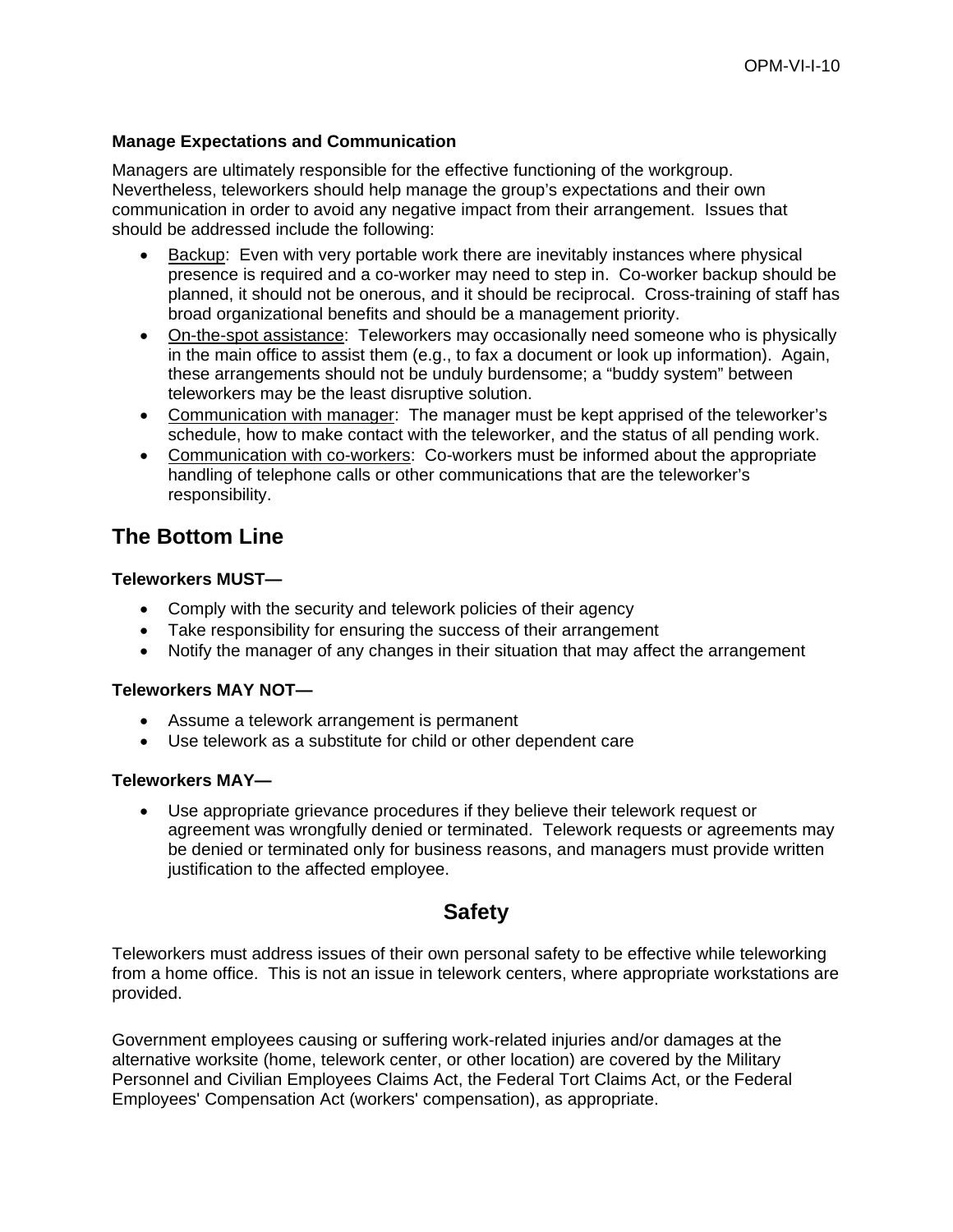### Manage Expectations and Communication

Managers are ultimately responsible for the effective functioning of the workgroup. Nevertheless, teleworkers should help manage the group's expectations and their own communication in order to avoid any negative impact from their arrangement. Issues that should be addressed include the following:

- Backup: Even with very portable work there are inevitably instances where physical presence is required and a co-worker may need to step in. Co-worker backup should be planned, it should not be onerous, and it should be reciprocal. Cross-training of staff has broad organizational benefits and should be a management priority.
- On-the-spot assistance: Teleworkers may occasionally need someone who is physically in the main office to assist them (e.g., to fax a document or look up information). Again, these arrangements should not be unduly burdensome; a "buddy system" between teleworkers may be the least disruptive solution.
- Communication with manager: The manager must be kept apprised of the teleworker's schedule, how to make contact with the teleworker, and the status of all pending work.
- Communication with co-workers: Co-workers must be informed about the appropriate handling of telephone calls or other communications that are the teleworker's responsibility.

## The Bottom Line

**Teleworkers MUST—**

- Comply with the security and telework policies of their agency
- Take responsibility for ensuring the success of their arrangement
- Notify the manager of any changes in their situation that may affect the arrangement

**Teleworkers MAY NOT—**

- Assume a telework arrangement is permanent
- Use telework as a substitute for child or other dependent care

**Teleworkers MAY—**

- Use appropriate grievance procedures if they believe their telework request or agreement was wrongfully denied or terminated. Telework requests or agreements may be denied or terminated only for business reasons, and managers must provide written justification to the affected employee.

## Safety

Teleworkers must address issues of their own personal safety to be effective while teleworking from a home office. This is not an issue in telework centers, where appropriate workstations are provided.

Government employees causing or suffering work-related injuries and/or damages at the alternative worksite (home, telework center, or other location) are covered by the Military Personnel and Civilian Employees Claims Act, the Federal Tort Claims Act, or the Federal Employees' Compensation Act (workers' compensation), as appropriate.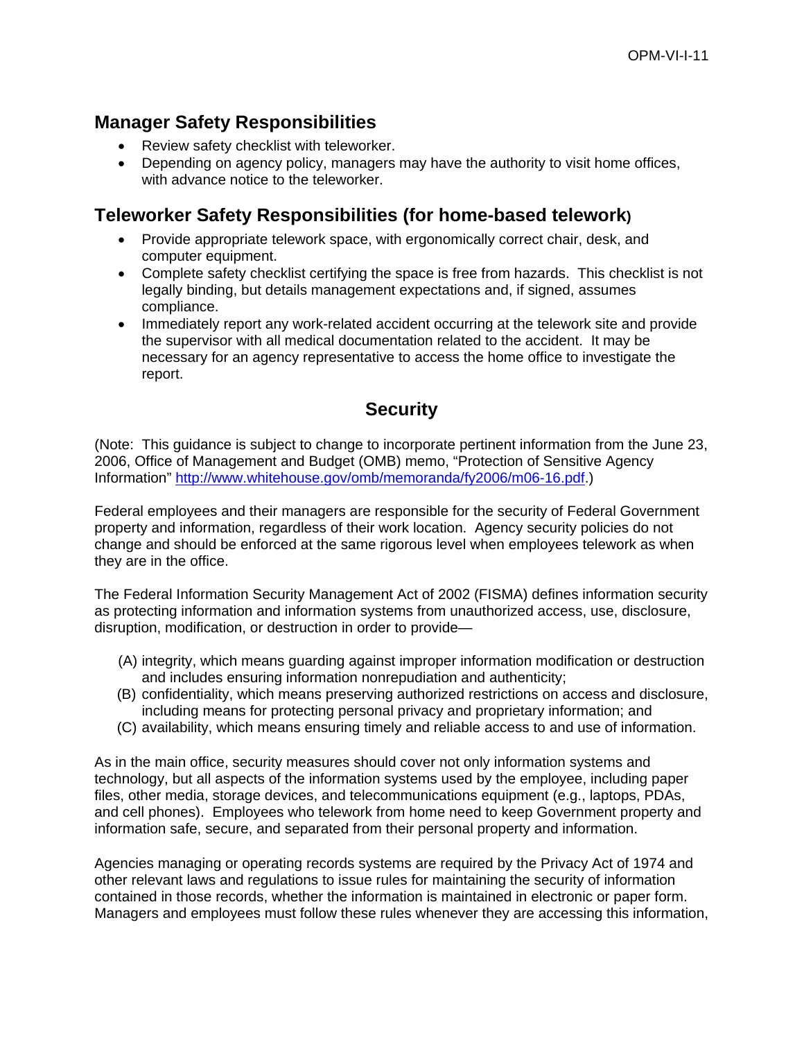## Manager Safety Responsibilities

- Review safety checklist with teleworker.
- Depending on agency policy, managers may have the authority to visit home offices, with advance notice to the teleworker.

## Teleworker Safety Responsibilities (for home-based telework)

- Provide appropriate telework space, with ergonomically correct chair, desk, and computer equipment.
- Complete safety checklist certifying the space is free from hazards. This checklist is not legally binding, but details management expectations and, if signed, assumes compliance.
- Immediately report any work-related accident occurring at the telework site and provide the supervisor with all medical documentation related to the accident. It may be necessary for an agency representative to access the home office to investigate the report.

# Security

(Note: This guidance is subject to change to incorporate pertinent information from the June 23, 2006, Office of Management and Budget (OMB) memo, "Protection of Sensitive Agency Information" [http://www.whitehouse.gov/omb/memoranda/fy2006/m06-16.pdf](http://www.whitehouse.gov/omb/memoranda/fy2006/m06-16.pdf).)

Federal employees and their managers are responsible for the security of Federal Government property and information, regardless of their work location. Agency security policies do not change and should be enforced at the same rigorous level when employees telework as when they are in the office.

The Federal Information Security Management Act of 2002 (FISMA) defines information security as protecting information and information systems from unauthorized access, use, disclosure, disruption, modification, or destruction in order to provide—

(A) integrity, which means guarding against improper information modification or destruction and includes ensuring information nonrepudiation and authenticity;
(B) confidentiality, which means preserving authorized restrictions on access and disclosure, including means for protecting personal privacy and proprietary information; and
(C) availability, which means ensuring timely and reliable access to and use of information.

As in the main office, security measures should cover not only information systems and technology, but all aspects of the information systems used by the employee, including paper files, other media, storage devices, and telecommunications equipment (e.g., laptops, PDAs, and cell phones). Employees who telework from home need to keep Government property and information safe, secure, and separated from their personal property and information.

Agencies managing or operating records systems are required by the Privacy Act of 1974 and other relevant laws and regulations to issue rules for maintaining the security of information contained in those records, whether the information is maintained in electronic or paper form. Managers and employees must follow these rules whenever they are accessing this information,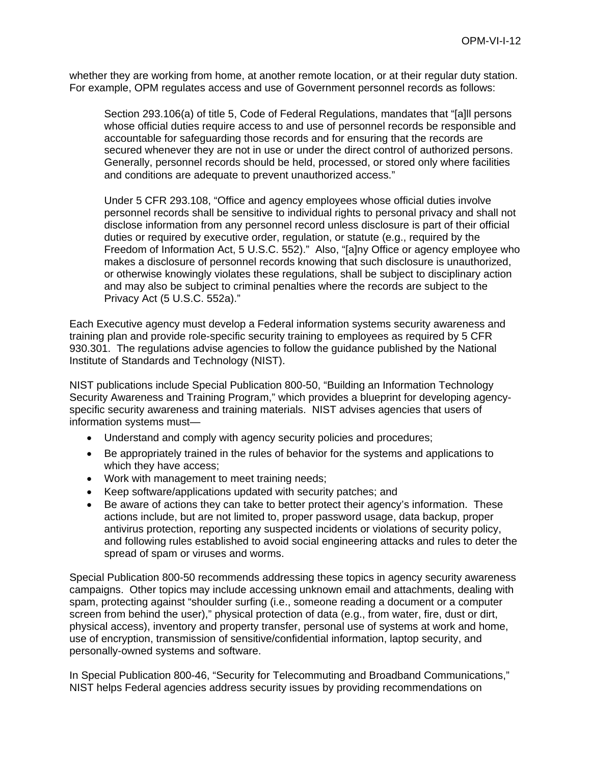whether they are working from home, at another remote location, or at their regular duty station. For example, OPM regulates access and use of Government personnel records as follows:

> Section 293.106(a) of title 5, Code of Federal Regulations, mandates that "[a]ll persons whose official duties require access to and use of personnel records be responsible and accountable for safeguarding those records and for ensuring that the records are secured whenever they are not in use or under the direct control of authorized persons. Generally, personnel records should be held, processed, or stored only where facilities and conditions are adequate to prevent unauthorized access."
>
> Under 5 CFR 293.108, "Office and agency employees whose official duties involve personnel records shall be sensitive to individual rights to personal privacy and shall not disclose information from any personnel record unless disclosure is part of their official duties or required by executive order, regulation, or statute (e.g., required by the Freedom of Information Act, 5 U.S.C. 552)." Also, "[a]ny Office or agency employee who makes a disclosure of personnel records knowing that such disclosure is unauthorized, or otherwise knowingly violates these regulations, shall be subject to disciplinary action and may also be subject to criminal penalties where the records are subject to the Privacy Act (5 U.S.C. 552a)."

Each Executive agency must develop a Federal information systems security awareness and training plan and provide role-specific security training to employees as required by 5 CFR 930.301. The regulations advise agencies to follow the guidance published by the National Institute of Standards and Technology (NIST).

NIST publications include Special Publication 800-50, "Building an Information Technology Security Awareness and Training Program," which provides a blueprint for developing agency-specific security awareness and training materials. NIST advises agencies that users of information systems must—

- Understand and comply with agency security policies and procedures;
- Be appropriately trained in the rules of behavior for the systems and applications to which they have access;
- Work with management to meet training needs;
- Keep software/applications updated with security patches; and
- Be aware of actions they can take to better protect their agency's information. These actions include, but are not limited to, proper password usage, data backup, proper antivirus protection, reporting any suspected incidents or violations of security policy, and following rules established to avoid social engineering attacks and rules to deter the spread of spam or viruses and worms.

Special Publication 800-50 recommends addressing these topics in agency security awareness campaigns. Other topics may include accessing unknown email and attachments, dealing with spam, protecting against "shoulder surfing (i.e., someone reading a document or a computer screen from behind the user)," physical protection of data (e.g., from water, fire, dust or dirt, physical access), inventory and property transfer, personal use of systems at work and home, use of encryption, transmission of sensitive/confidential information, laptop security, and personally-owned systems and software.

In Special Publication 800-46, "Security for Telecommuting and Broadband Communications," NIST helps Federal agencies address security issues by providing recommendations on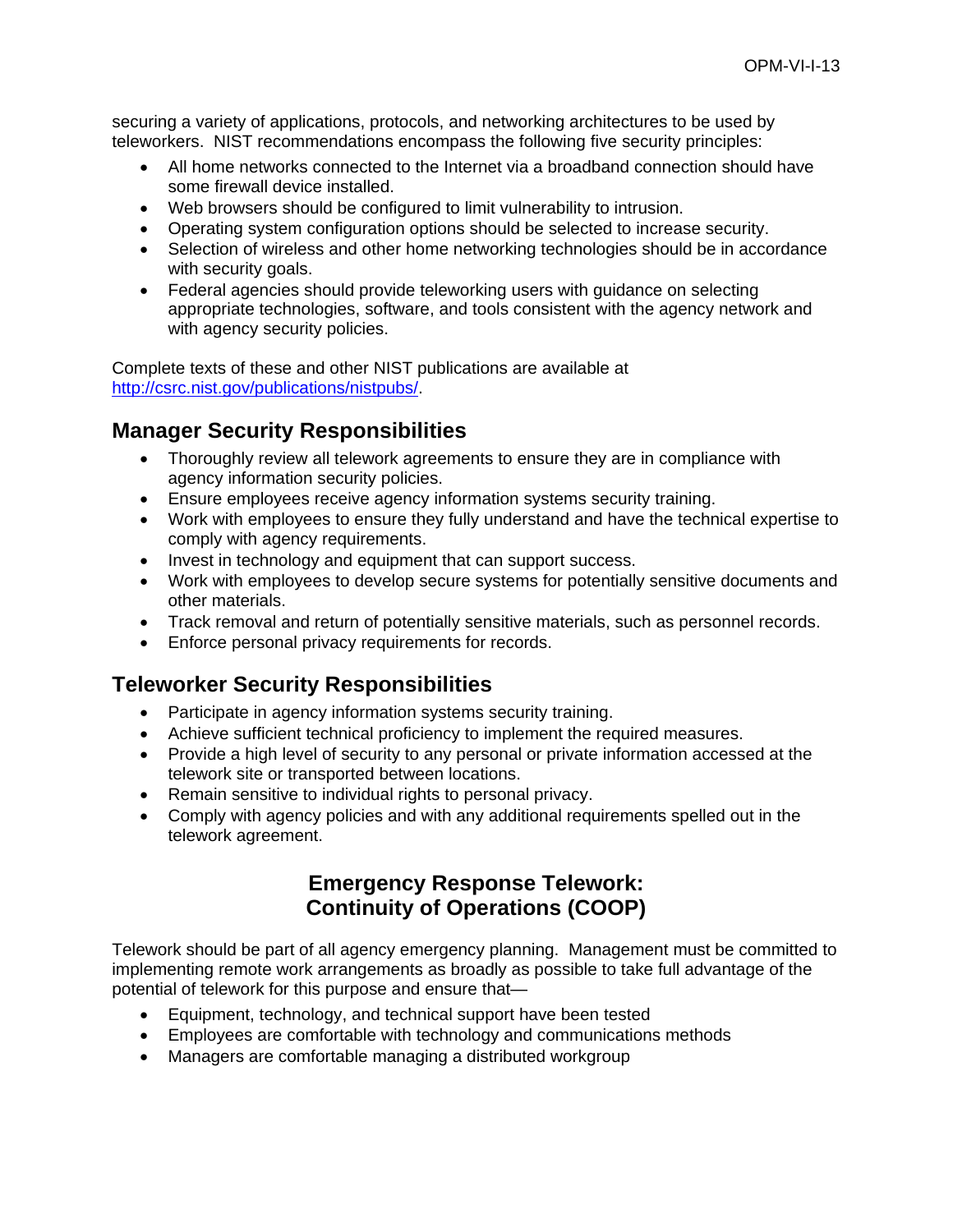securing a variety of applications, protocols, and networking architectures to be used by teleworkers. NIST recommendations encompass the following five security principles:

- All home networks connected to the Internet via a broadband connection should have some firewall device installed.
- Web browsers should be configured to limit vulnerability to intrusion.
- Operating system configuration options should be selected to increase security.
- Selection of wireless and other home networking technologies should be in accordance with security goals.
- Federal agencies should provide teleworking users with guidance on selecting appropriate technologies, software, and tools consistent with the agency network and with agency security policies.

Complete texts of these and other NIST publications are available at http://csrc.nist.gov/publications/nistpubs/.

## Manager Security Responsibilities

- Thoroughly review all telework agreements to ensure they are in compliance with agency information security policies.
- Ensure employees receive agency information systems security training.
- Work with employees to ensure they fully understand and have the technical expertise to comply with agency requirements.
- Invest in technology and equipment that can support success.
- Work with employees to develop secure systems for potentially sensitive documents and other materials.
- Track removal and return of potentially sensitive materials, such as personnel records.
- Enforce personal privacy requirements for records.

## Teleworker Security Responsibilities

- Participate in agency information systems security training.
- Achieve sufficient technical proficiency to implement the required measures.
- Provide a high level of security to any personal or private information accessed at the telework site or transported between locations.
- Remain sensitive to individual rights to personal privacy.
- Comply with agency policies and with any additional requirements spelled out in the telework agreement.

# Emergency Response Telework: Continuity of Operations (COOP)

Telework should be part of all agency emergency planning. Management must be committed to implementing remote work arrangements as broadly as possible to take full advantage of the potential of telework for this purpose and ensure that—

- Equipment, technology, and technical support have been tested
- Employees are comfortable with technology and communications methods
- Managers are comfortable managing a distributed workgroup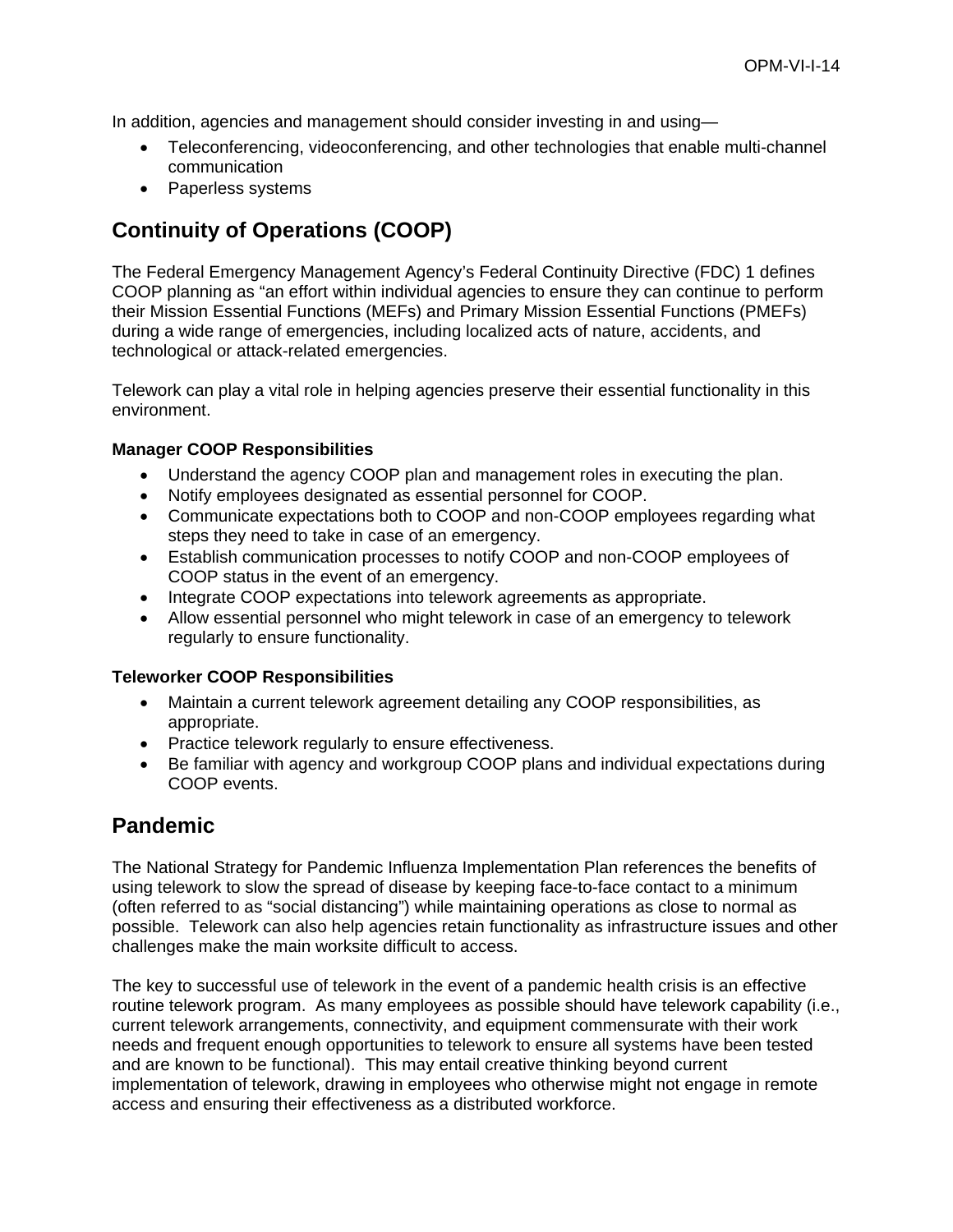In addition, agencies and management should consider investing in and using—

- Teleconferencing, videoconferencing, and other technologies that enable multi-channel communication
- Paperless systems

## Continuity of Operations (COOP)

The Federal Emergency Management Agency's Federal Continuity Directive (FDC) 1 defines COOP planning as "an effort within individual agencies to ensure they can continue to perform their Mission Essential Functions (MEFs) and Primary Mission Essential Functions (PMEFs) during a wide range of emergencies, including localized acts of nature, accidents, and technological or attack-related emergencies.

Telework can play a vital role in helping agencies preserve their essential functionality in this environment.

### Manager COOP Responsibilities

- Understand the agency COOP plan and management roles in executing the plan.
- Notify employees designated as essential personnel for COOP.
- Communicate expectations both to COOP and non-COOP employees regarding what steps they need to take in case of an emergency.
- Establish communication processes to notify COOP and non-COOP employees of COOP status in the event of an emergency.
- Integrate COOP expectations into telework agreements as appropriate.
- Allow essential personnel who might telework in case of an emergency to telework regularly to ensure functionality.

### Teleworker COOP Responsibilities

- Maintain a current telework agreement detailing any COOP responsibilities, as appropriate.
- Practice telework regularly to ensure effectiveness.
- Be familiar with agency and workgroup COOP plans and individual expectations during COOP events.

## Pandemic

The National Strategy for Pandemic Influenza Implementation Plan references the benefits of using telework to slow the spread of disease by keeping face-to-face contact to a minimum (often referred to as "social distancing") while maintaining operations as close to normal as possible. Telework can also help agencies retain functionality as infrastructure issues and other challenges make the main worksite difficult to access.

The key to successful use of telework in the event of a pandemic health crisis is an effective routine telework program. As many employees as possible should have telework capability (i.e., current telework arrangements, connectivity, and equipment commensurate with their work needs and frequent enough opportunities to telework to ensure all systems have been tested and are known to be functional). This may entail creative thinking beyond current implementation of telework, drawing in employees who otherwise might not engage in remote access and ensuring their effectiveness as a distributed workforce.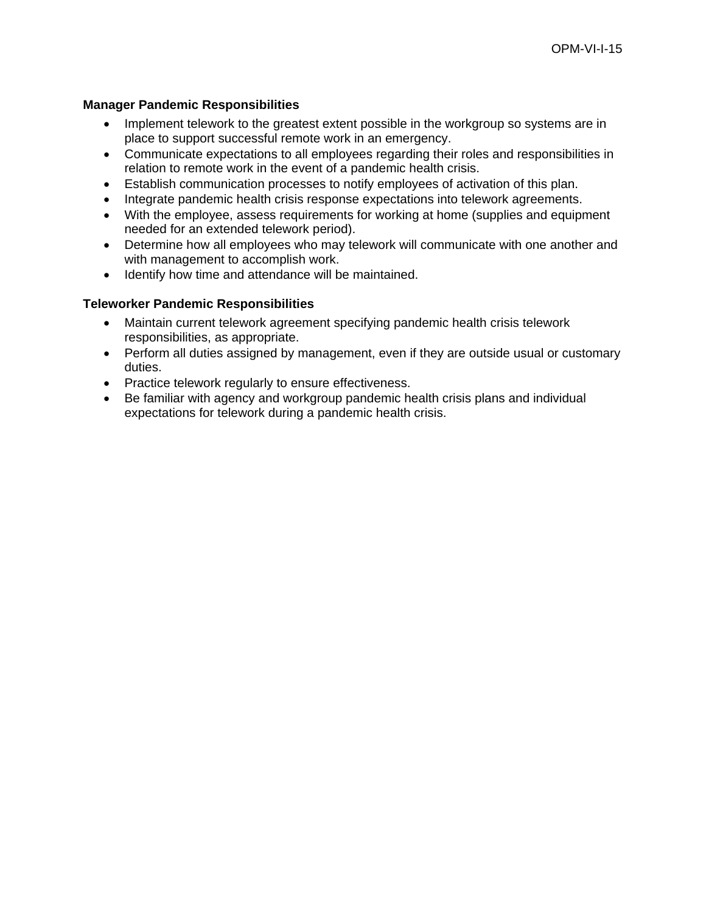**Manager Pandemic Responsibilities**

- Implement telework to the greatest extent possible in the workgroup so systems are in place to support successful remote work in an emergency.
- Communicate expectations to all employees regarding their roles and responsibilities in relation to remote work in the event of a pandemic health crisis.
- Establish communication processes to notify employees of activation of this plan.
- Integrate pandemic health crisis response expectations into telework agreements.
- With the employee, assess requirements for working at home (supplies and equipment needed for an extended telework period).
- Determine how all employees who may telework will communicate with one another and with management to accomplish work.
- Identify how time and attendance will be maintained.

**Teleworker Pandemic Responsibilities**

- Maintain current telework agreement specifying pandemic health crisis telework responsibilities, as appropriate.
- Perform all duties assigned by management, even if they are outside usual or customary duties.
- Practice telework regularly to ensure effectiveness.
- Be familiar with agency and workgroup pandemic health crisis plans and individual expectations for telework during a pandemic health crisis.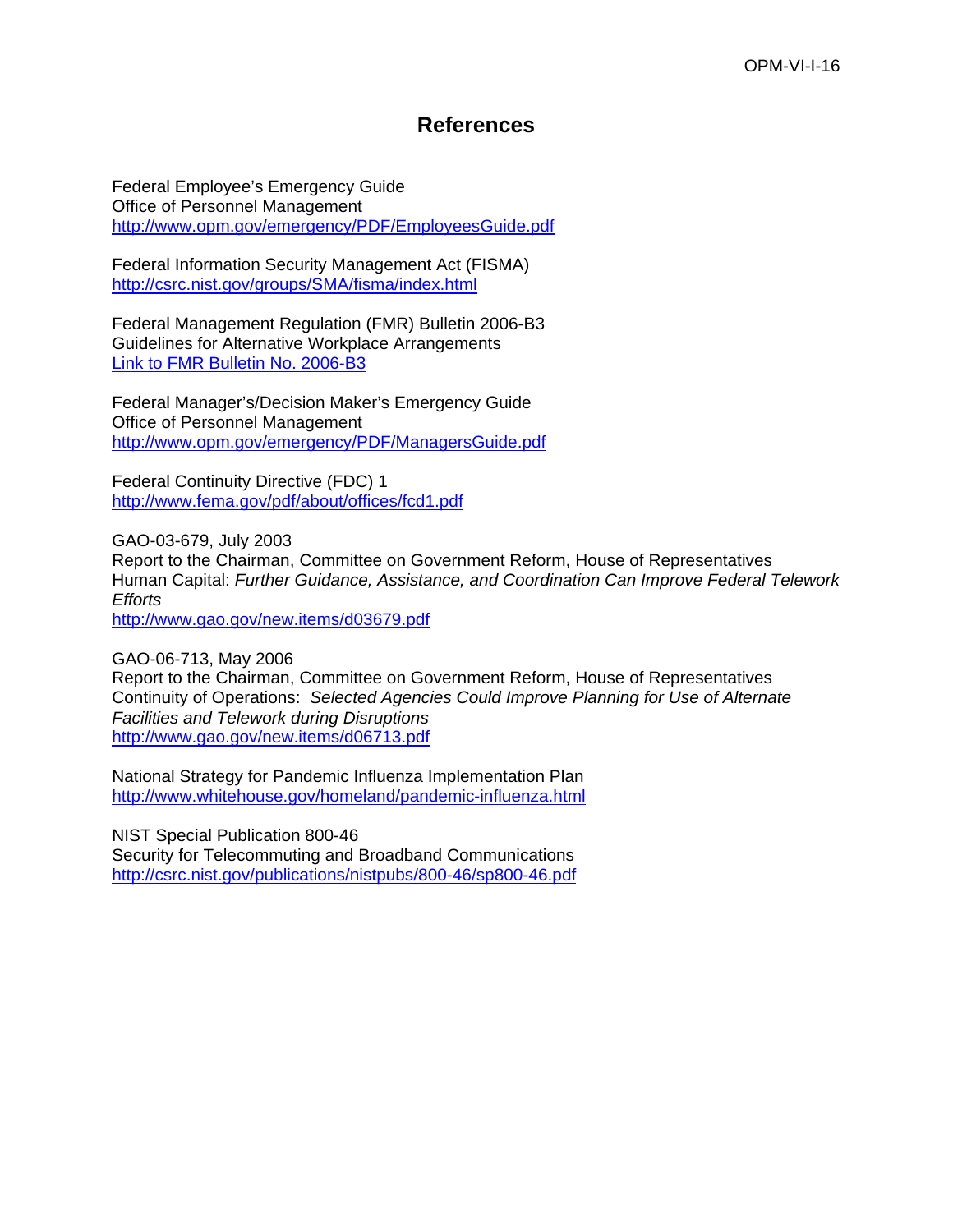# References

Federal Employee's Emergency Guide
Office of Personnel Management
http://www.opm.gov/emergency/PDF/EmployeesGuide.pdf

Federal Information Security Management Act (FISMA)
http://csrc.nist.gov/groups/SMA/fisma/index.html

Federal Management Regulation (FMR) Bulletin 2006-B3
Guidelines for Alternative Workplace Arrangements
Link to FMR Bulletin No. 2006-B3

Federal Manager's/Decision Maker's Emergency Guide
Office of Personnel Management
http://www.opm.gov/emergency/PDF/ManagersGuide.pdf

Federal Continuity Directive (FDC) 1
http://www.fema.gov/pdf/about/offices/fcd1.pdf

GAO-03-679, July 2003
Report to the Chairman, Committee on Government Reform, House of Representatives
Human Capital: *Further Guidance, Assistance, and Coordination Can Improve Federal Telework Efforts*
http://www.gao.gov/new.items/d03679.pdf

GAO-06-713, May 2006
Report to the Chairman, Committee on Government Reform, House of Representatives
Continuity of Operations: *Selected Agencies Could Improve Planning for Use of Alternate Facilities and Telework during Disruptions*
http://www.gao.gov/new.items/d06713.pdf

National Strategy for Pandemic Influenza Implementation Plan
http://www.whitehouse.gov/homeland/pandemic-influenza.html

NIST Special Publication 800-46
Security for Telecommuting and Broadband Communications
http://csrc.nist.gov/publications/nistpubs/800-46/sp800-46.pdf